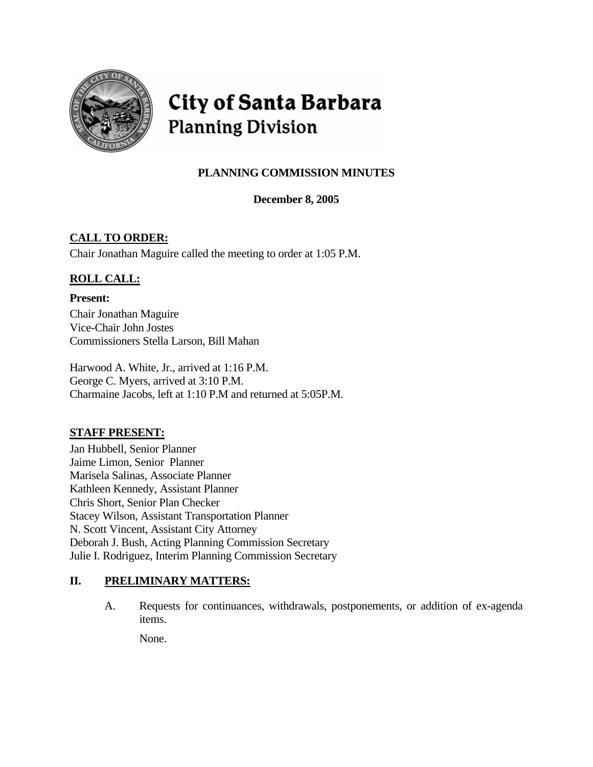# City of Santa Barbara
## Planning Division

### PLANNING COMMISSION MINUTES

**December 8, 2005**

**CALL TO ORDER:**

Chair Jonathan Maguire called the meeting to order at 1:05 P.M.

**ROLL CALL:**

**Present:**

Chair Jonathan Maguire
Vice-Chair John Jostes
Commissioners Stella Larson, Bill Mahan

Harwood A. White, Jr., arrived at 1:16 P.M.
George C. Myers, arrived at 3:10 P.M.
Charmaine Jacobs, left at 1:10 P.M and returned at 5:05P.M.

**STAFF PRESENT:**

Jan Hubbell, Senior Planner
Jaime Limon, Senior Planner
Marisela Salinas, Associate Planner
Kathleen Kennedy, Assistant Planner
Chris Short, Senior Plan Checker
Stacey Wilson, Assistant Transportation Planner
N. Scott Vincent, Assistant City Attorney
Deborah J. Bush, Acting Planning Commission Secretary
Julie I. Rodriguez, Interim Planning Commission Secretary

## II. PRELIMINARY MATTERS:

A. Requests for continuances, withdrawals, postponements, or addition of ex-agenda items.

None.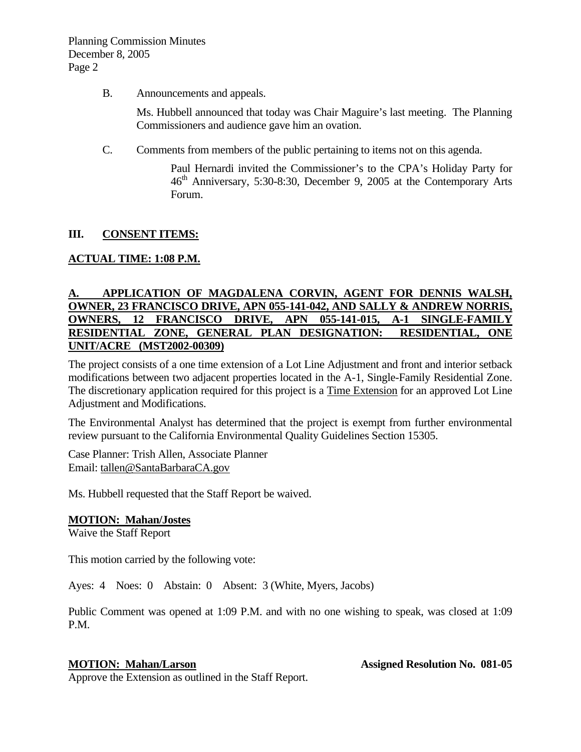B. Announcements and appeals.

Ms. Hubbell announced that today was Chair Maguire's last meeting. The Planning Commissioners and audience gave him an ovation.

C. Comments from members of the public pertaining to items not on this agenda.

Paul Hernardi invited the Commissioner's to the CPA's Holiday Party for 46th Anniversary, 5:30-8:30, December 9, 2005 at the Contemporary Arts Forum.

## III. CONSENT ITEMS:

**ACTUAL TIME: 1:08 P.M.**

**A. APPLICATION OF MAGDALENA CORVIN, AGENT FOR DENNIS WALSH, OWNER, 23 FRANCISCO DRIVE, APN 055-141-042, AND SALLY & ANDREW NORRIS, OWNERS, 12 FRANCISCO DRIVE, APN 055-141-015, A-1 SINGLE-FAMILY RESIDENTIAL ZONE, GENERAL PLAN DESIGNATION: RESIDENTIAL, ONE UNIT/ACRE (MST2002-00309)**

The project consists of a one time extension of a Lot Line Adjustment and front and interior setback modifications between two adjacent properties located in the A-1, Single-Family Residential Zone. The discretionary application required for this project is a Time Extension for an approved Lot Line Adjustment and Modifications.

The Environmental Analyst has determined that the project is exempt from further environmental review pursuant to the California Environmental Quality Guidelines Section 15305.

Case Planner: Trish Allen, Associate Planner
Email: tallen@SantaBarbaraCA.gov

Ms. Hubbell requested that the Staff Report be waived.

**MOTION: Mahan/Jostes**
Waive the Staff Report

This motion carried by the following vote:

Ayes: 4 Noes: 0 Abstain: 0 Absent: 3 (White, Myers, Jacobs)

Public Comment was opened at 1:09 P.M. and with no one wishing to speak, was closed at 1:09 P.M.

**MOTION: Mahan/Larson** **Assigned Resolution No. 081-05**
Approve the Extension as outlined in the Staff Report.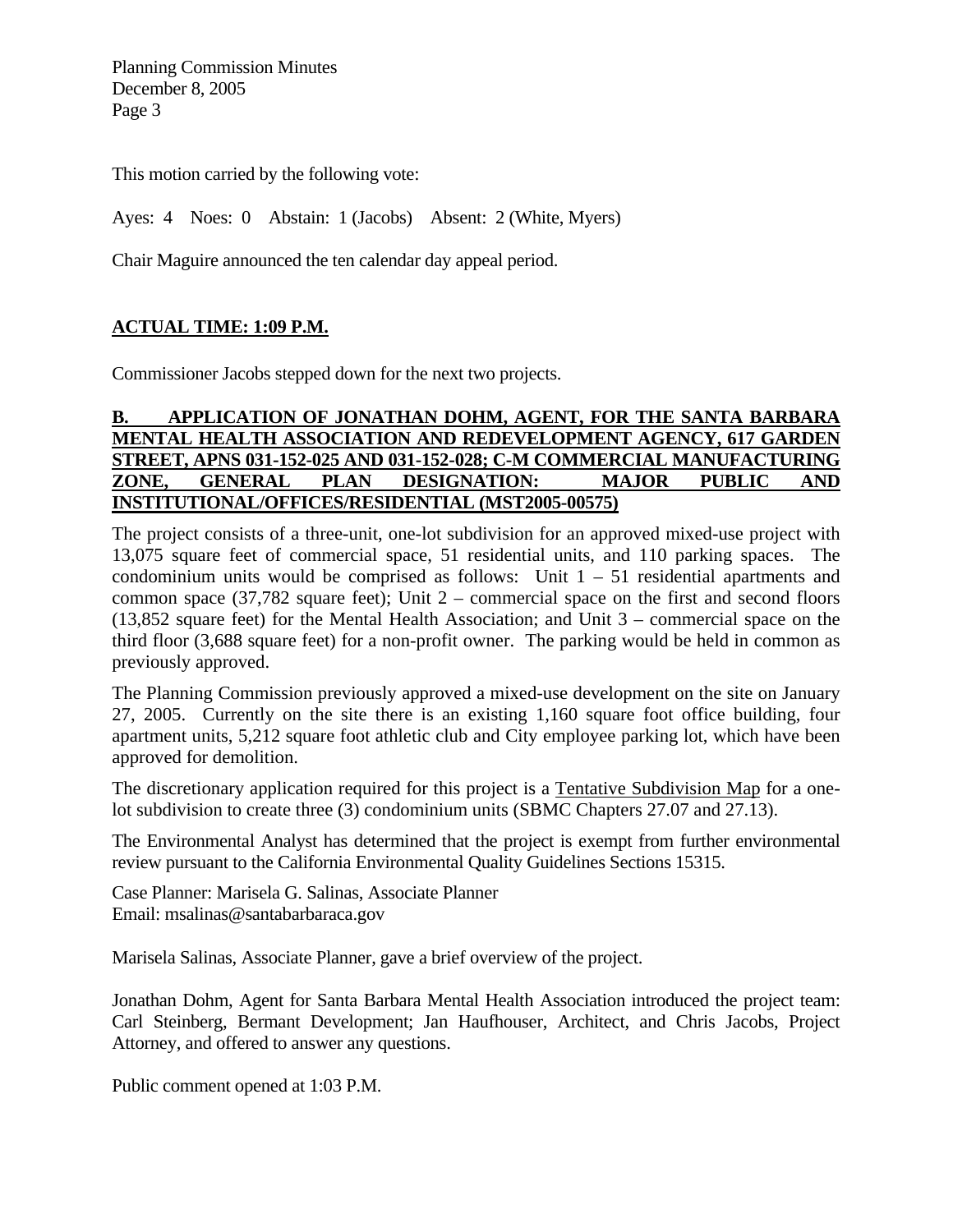This motion carried by the following vote:

Ayes: 4 Noes: 0 Abstain: 1 (Jacobs) Absent: 2 (White, Myers)

Chair Maguire announced the ten calendar day appeal period.

**ACTUAL TIME: 1:09 P.M.**

Commissioner Jacobs stepped down for the next two projects.

**B. APPLICATION OF JONATHAN DOHM, AGENT, FOR THE SANTA BARBARA MENTAL HEALTH ASSOCIATION AND REDEVELOPMENT AGENCY, 617 GARDEN STREET, APNS 031-152-025 AND 031-152-028; C-M COMMERCIAL MANUFACTURING ZONE, GENERAL PLAN DESIGNATION: MAJOR PUBLIC AND INSTITUTIONAL/OFFICES/RESIDENTIAL (MST2005-00575)**

The project consists of a three-unit, one-lot subdivision for an approved mixed-use project with 13,075 square feet of commercial space, 51 residential units, and 110 parking spaces. The condominium units would be comprised as follows: Unit 1 – 51 residential apartments and common space (37,782 square feet); Unit 2 – commercial space on the first and second floors (13,852 square feet) for the Mental Health Association; and Unit 3 – commercial space on the third floor (3,688 square feet) for a non-profit owner. The parking would be held in common as previously approved.

The Planning Commission previously approved a mixed-use development on the site on January 27, 2005. Currently on the site there is an existing 1,160 square foot office building, four apartment units, 5,212 square foot athletic club and City employee parking lot, which have been approved for demolition.

The discretionary application required for this project is a Tentative Subdivision Map for a one-lot subdivision to create three (3) condominium units (SBMC Chapters 27.07 and 27.13).

The Environmental Analyst has determined that the project is exempt from further environmental review pursuant to the California Environmental Quality Guidelines Sections 15315.

Case Planner: Marisela G. Salinas, Associate Planner
Email: msalinas@santabarbaraca.gov

Marisela Salinas, Associate Planner, gave a brief overview of the project.

Jonathan Dohm, Agent for Santa Barbara Mental Health Association introduced the project team: Carl Steinberg, Bermant Development; Jan Haufhouser, Architect, and Chris Jacobs, Project Attorney, and offered to answer any questions.

Public comment opened at 1:03 P.M.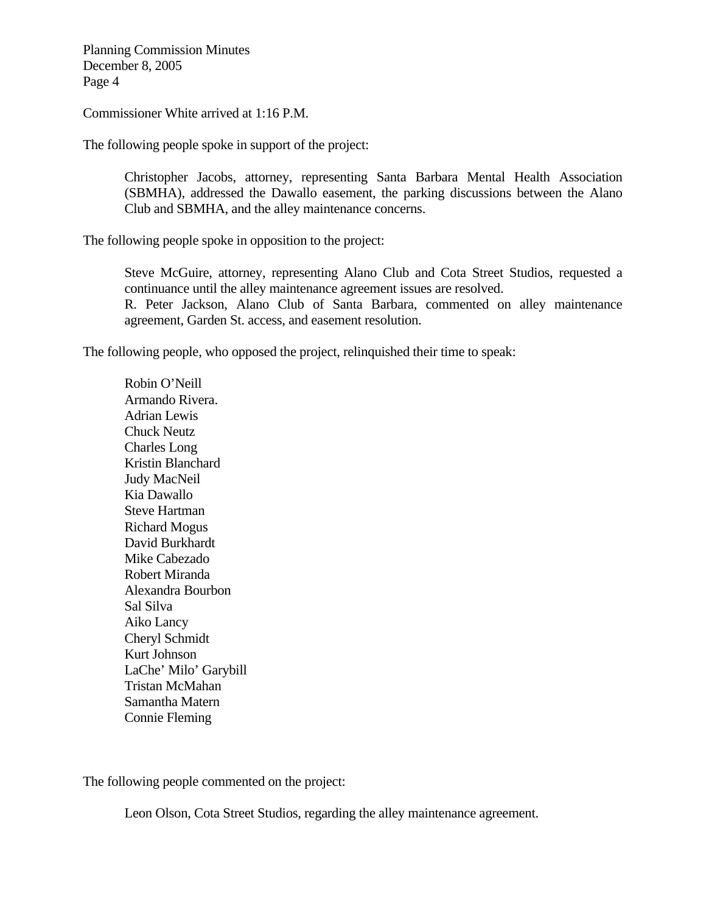Commissioner White arrived at 1:16 P.M.

The following people spoke in support of the project:

> Christopher Jacobs, attorney, representing Santa Barbara Mental Health Association (SBMHA), addressed the Dawallo easement, the parking discussions between the Alano Club and SBMHA, and the alley maintenance concerns.

The following people spoke in opposition to the project:

> Steve McGuire, attorney, representing Alano Club and Cota Street Studios, requested a continuance until the alley maintenance agreement issues are resolved.
> R. Peter Jackson, Alano Club of Santa Barbara, commented on alley maintenance agreement, Garden St. access, and easement resolution.

The following people, who opposed the project, relinquished their time to speak:

> Robin O'Neill
> Armando Rivera.
> Adrian Lewis
> Chuck Neutz
> Charles Long
> Kristin Blanchard
> Judy MacNeil
> Kia Dawallo
> Steve Hartman
> Richard Mogus
> David Burkhardt
> Mike Cabezado
> Robert Miranda
> Alexandra Bourbon
> Sal Silva
> Aiko Lancy
> Cheryl Schmidt
> Kurt Johnson
> LaChe' Milo' Garybill
> Tristan McMahan
> Samantha Matern
> Connie Fleming

The following people commented on the project:

> Leon Olson, Cota Street Studios, regarding the alley maintenance agreement.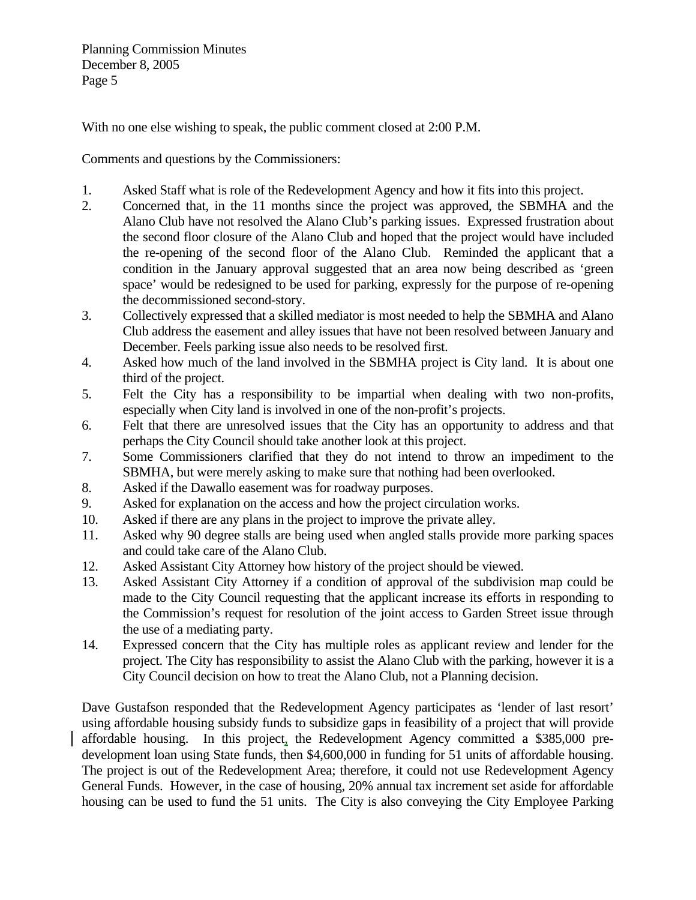With no one else wishing to speak, the public comment closed at 2:00 P.M.

Comments and questions by the Commissioners:

1. Asked Staff what is role of the Redevelopment Agency and how it fits into this project.
2. Concerned that, in the 11 months since the project was approved, the SBMHA and the Alano Club have not resolved the Alano Club's parking issues. Expressed frustration about the second floor closure of the Alano Club and hoped that the project would have included the re-opening of the second floor of the Alano Club. Reminded the applicant that a condition in the January approval suggested that an area now being described as 'green space' would be redesigned to be used for parking, expressly for the purpose of re-opening the decommissioned second-story.
3. Collectively expressed that a skilled mediator is most needed to help the SBMHA and Alano Club address the easement and alley issues that have not been resolved between January and December. Feels parking issue also needs to be resolved first.
4. Asked how much of the land involved in the SBMHA project is City land. It is about one third of the project.
5. Felt the City has a responsibility to be impartial when dealing with two non-profits, especially when City land is involved in one of the non-profit's projects.
6. Felt that there are unresolved issues that the City has an opportunity to address and that perhaps the City Council should take another look at this project.
7. Some Commissioners clarified that they do not intend to throw an impediment to the SBMHA, but were merely asking to make sure that nothing had been overlooked.
8. Asked if the Dawallo easement was for roadway purposes.
9. Asked for explanation on the access and how the project circulation works.
10. Asked if there are any plans in the project to improve the private alley.
11. Asked why 90 degree stalls are being used when angled stalls provide more parking spaces and could take care of the Alano Club.
12. Asked Assistant City Attorney how history of the project should be viewed.
13. Asked Assistant City Attorney if a condition of approval of the subdivision map could be made to the City Council requesting that the applicant increase its efforts in responding to the Commission's request for resolution of the joint access to Garden Street issue through the use of a mediating party.
14. Expressed concern that the City has multiple roles as applicant review and lender for the project. The City has responsibility to assist the Alano Club with the parking, however it is a City Council decision on how to treat the Alano Club, not a Planning decision.

Dave Gustafson responded that the Redevelopment Agency participates as 'lender of last resort' using affordable housing subsidy funds to subsidize gaps in feasibility of a project that will provide affordable housing. In this project, the Redevelopment Agency committed a $385,000 pre-development loan using State funds, then $4,600,000 in funding for 51 units of affordable housing. The project is out of the Redevelopment Area; therefore, it could not use Redevelopment Agency General Funds. However, in the case of housing, 20% annual tax increment set aside for affordable housing can be used to fund the 51 units. The City is also conveying the City Employee Parking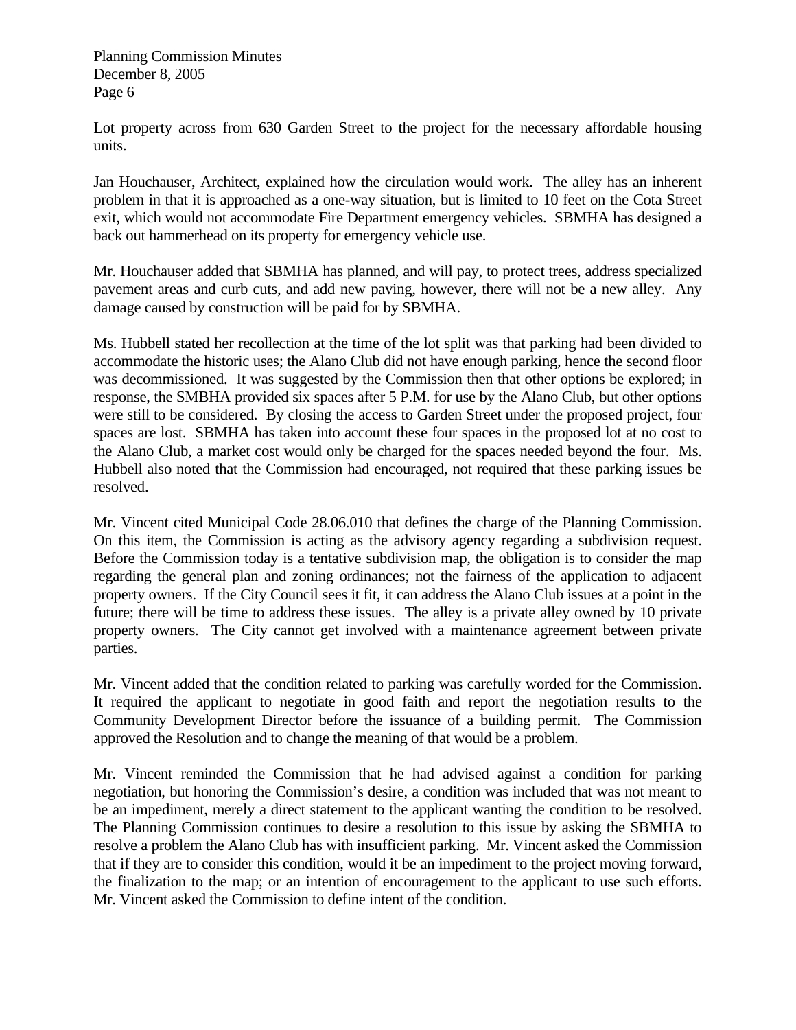Lot property across from 630 Garden Street to the project for the necessary affordable housing units.

Jan Houchauser, Architect, explained how the circulation would work. The alley has an inherent problem in that it is approached as a one-way situation, but is limited to 10 feet on the Cota Street exit, which would not accommodate Fire Department emergency vehicles. SBMHA has designed a back out hammerhead on its property for emergency vehicle use.

Mr. Houchauser added that SBMHA has planned, and will pay, to protect trees, address specialized pavement areas and curb cuts, and add new paving, however, there will not be a new alley. Any damage caused by construction will be paid for by SBMHA.

Ms. Hubbell stated her recollection at the time of the lot split was that parking had been divided to accommodate the historic uses; the Alano Club did not have enough parking, hence the second floor was decommissioned. It was suggested by the Commission then that other options be explored; in response, the SMBHA provided six spaces after 5 P.M. for use by the Alano Club, but other options were still to be considered. By closing the access to Garden Street under the proposed project, four spaces are lost. SBMHA has taken into account these four spaces in the proposed lot at no cost to the Alano Club, a market cost would only be charged for the spaces needed beyond the four. Ms. Hubbell also noted that the Commission had encouraged, not required that these parking issues be resolved.

Mr. Vincent cited Municipal Code 28.06.010 that defines the charge of the Planning Commission. On this item, the Commission is acting as the advisory agency regarding a subdivision request. Before the Commission today is a tentative subdivision map, the obligation is to consider the map regarding the general plan and zoning ordinances; not the fairness of the application to adjacent property owners. If the City Council sees it fit, it can address the Alano Club issues at a point in the future; there will be time to address these issues. The alley is a private alley owned by 10 private property owners. The City cannot get involved with a maintenance agreement between private parties.

Mr. Vincent added that the condition related to parking was carefully worded for the Commission. It required the applicant to negotiate in good faith and report the negotiation results to the Community Development Director before the issuance of a building permit. The Commission approved the Resolution and to change the meaning of that would be a problem.

Mr. Vincent reminded the Commission that he had advised against a condition for parking negotiation, but honoring the Commission's desire, a condition was included that was not meant to be an impediment, merely a direct statement to the applicant wanting the condition to be resolved. The Planning Commission continues to desire a resolution to this issue by asking the SBMHA to resolve a problem the Alano Club has with insufficient parking. Mr. Vincent asked the Commission that if they are to consider this condition, would it be an impediment to the project moving forward, the finalization to the map; or an intention of encouragement to the applicant to use such efforts. Mr. Vincent asked the Commission to define intent of the condition.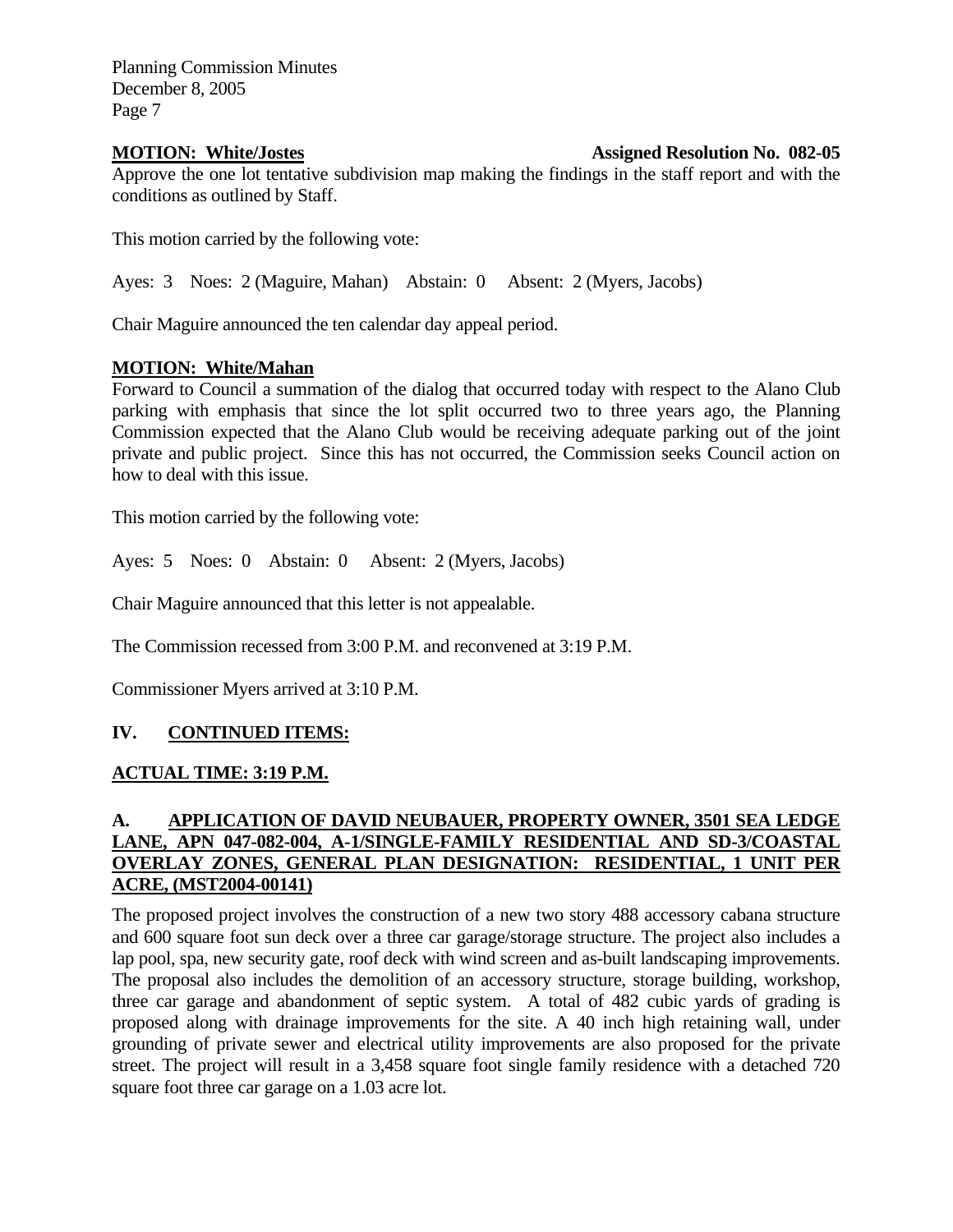**MOTION: White/Jostes** **Assigned Resolution No. 082-05**

Approve the one lot tentative subdivision map making the findings in the staff report and with the conditions as outlined by Staff.

This motion carried by the following vote:

Ayes: 3 Noes: 2 (Maguire, Mahan) Abstain: 0 Absent: 2 (Myers, Jacobs)

Chair Maguire announced the ten calendar day appeal period.

**MOTION: White/Mahan**

Forward to Council a summation of the dialog that occurred today with respect to the Alano Club parking with emphasis that since the lot split occurred two to three years ago, the Planning Commission expected that the Alano Club would be receiving adequate parking out of the joint private and public project. Since this has not occurred, the Commission seeks Council action on how to deal with this issue.

This motion carried by the following vote:

Ayes: 5 Noes: 0 Abstain: 0 Absent: 2 (Myers, Jacobs)

Chair Maguire announced that this letter is not appealable.

The Commission recessed from 3:00 P.M. and reconvened at 3:19 P.M.

Commissioner Myers arrived at 3:10 P.M.

## IV. CONTINUED ITEMS:

**ACTUAL TIME: 3:19 P.M.**

### A. APPLICATION OF DAVID NEUBAUER, PROPERTY OWNER, 3501 SEA LEDGE LANE, APN 047-082-004, A-1/SINGLE-FAMILY RESIDENTIAL AND SD-3/COASTAL OVERLAY ZONES, GENERAL PLAN DESIGNATION: RESIDENTIAL, 1 UNIT PER ACRE, (MST2004-00141)

The proposed project involves the construction of a new two story 488 accessory cabana structure and 600 square foot sun deck over a three car garage/storage structure. The project also includes a lap pool, spa, new security gate, roof deck with wind screen and as-built landscaping improvements. The proposal also includes the demolition of an accessory structure, storage building, workshop, three car garage and abandonment of septic system. A total of 482 cubic yards of grading is proposed along with drainage improvements for the site. A 40 inch high retaining wall, under grounding of private sewer and electrical utility improvements are also proposed for the private street. The project will result in a 3,458 square foot single family residence with a detached 720 square foot three car garage on a 1.03 acre lot.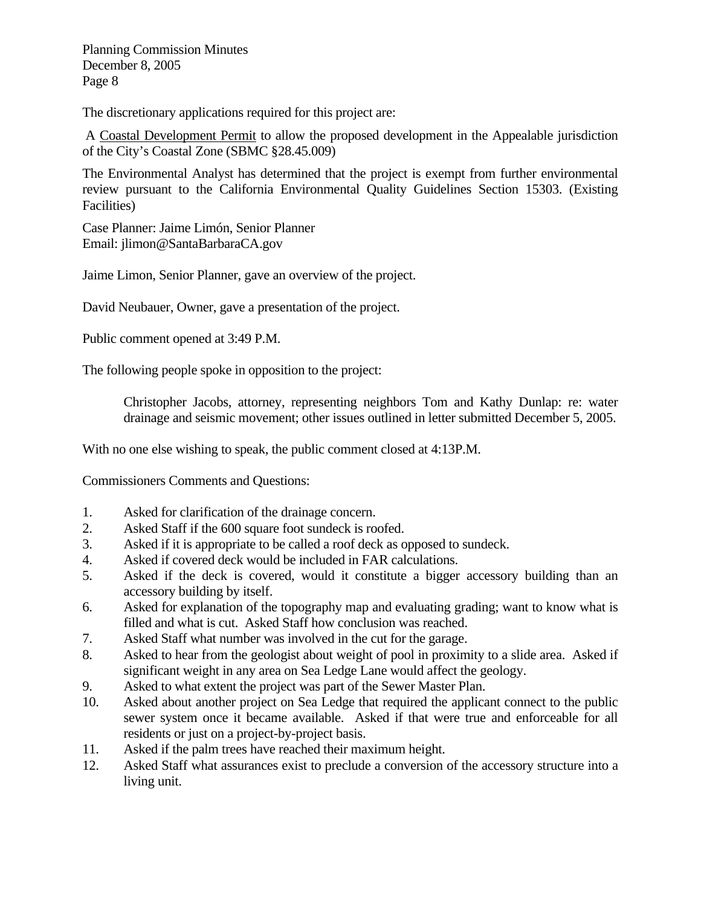The discretionary applications required for this project are:

A Coastal Development Permit to allow the proposed development in the Appealable jurisdiction of the City's Coastal Zone (SBMC §28.45.009)

The Environmental Analyst has determined that the project is exempt from further environmental review pursuant to the California Environmental Quality Guidelines Section 15303. (Existing Facilities)

Case Planner: Jaime Limón, Senior Planner
Email: jlimon@SantaBarbaraCA.gov

Jaime Limon, Senior Planner, gave an overview of the project.

David Neubauer, Owner, gave a presentation of the project.

Public comment opened at 3:49 P.M.

The following people spoke in opposition to the project:

> Christopher Jacobs, attorney, representing neighbors Tom and Kathy Dunlap: re: water drainage and seismic movement; other issues outlined in letter submitted December 5, 2005.

With no one else wishing to speak, the public comment closed at 4:13P.M.

Commissioners Comments and Questions:

1. Asked for clarification of the drainage concern.
2. Asked Staff if the 600 square foot sundeck is roofed.
3. Asked if it is appropriate to be called a roof deck as opposed to sundeck.
4. Asked if covered deck would be included in FAR calculations.
5. Asked if the deck is covered, would it constitute a bigger accessory building than an accessory building by itself.
6. Asked for explanation of the topography map and evaluating grading; want to know what is filled and what is cut. Asked Staff how conclusion was reached.
7. Asked Staff what number was involved in the cut for the garage.
8. Asked to hear from the geologist about weight of pool in proximity to a slide area. Asked if significant weight in any area on Sea Ledge Lane would affect the geology.
9. Asked to what extent the project was part of the Sewer Master Plan.
10. Asked about another project on Sea Ledge that required the applicant connect to the public sewer system once it became available. Asked if that were true and enforceable for all residents or just on a project-by-project basis.
11. Asked if the palm trees have reached their maximum height.
12. Asked Staff what assurances exist to preclude a conversion of the accessory structure into a living unit.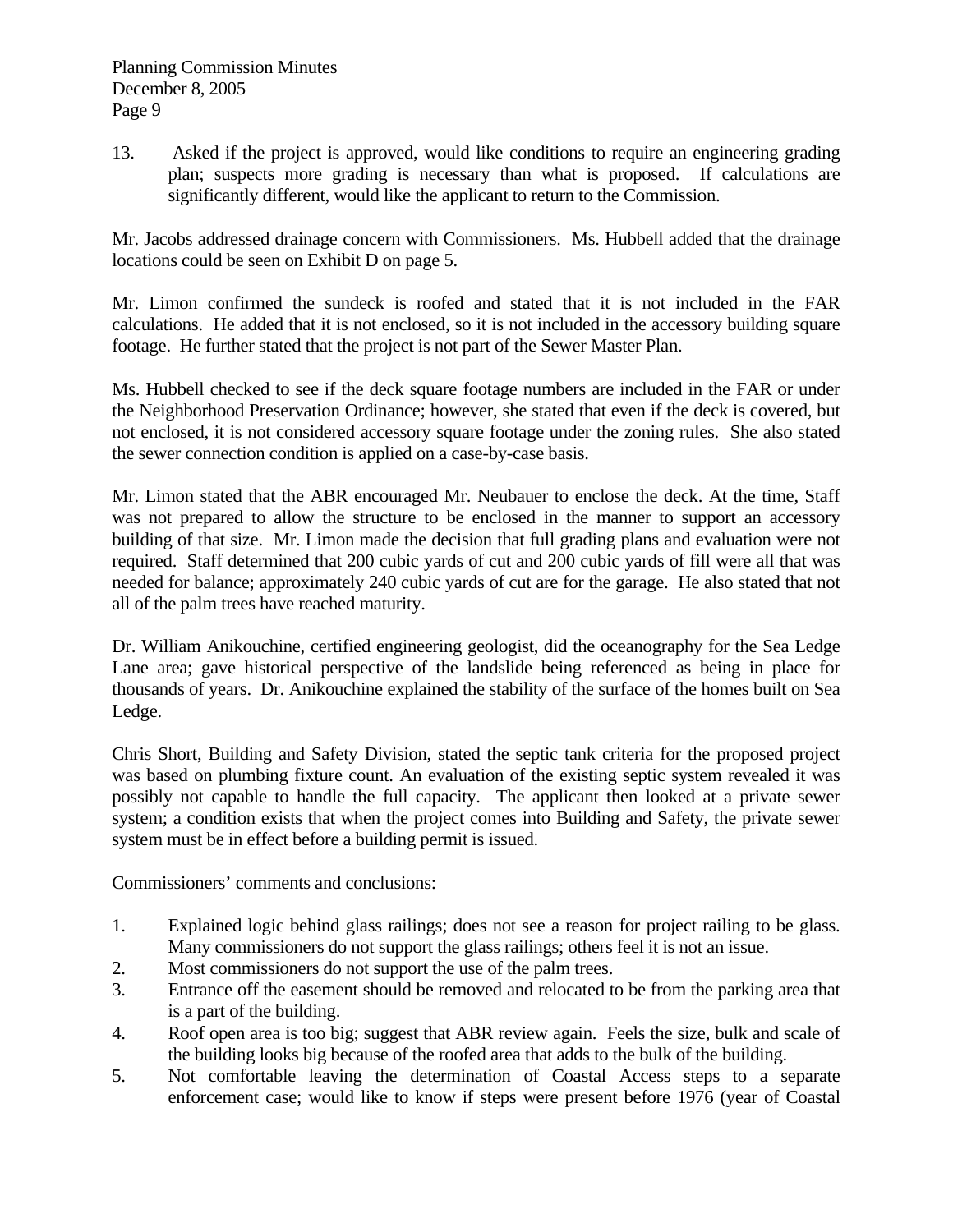13. Asked if the project is approved, would like conditions to require an engineering grading plan; suspects more grading is necessary than what is proposed. If calculations are significantly different, would like the applicant to return to the Commission.

Mr. Jacobs addressed drainage concern with Commissioners. Ms. Hubbell added that the drainage locations could be seen on Exhibit D on page 5.

Mr. Limon confirmed the sundeck is roofed and stated that it is not included in the FAR calculations. He added that it is not enclosed, so it is not included in the accessory building square footage. He further stated that the project is not part of the Sewer Master Plan.

Ms. Hubbell checked to see if the deck square footage numbers are included in the FAR or under the Neighborhood Preservation Ordinance; however, she stated that even if the deck is covered, but not enclosed, it is not considered accessory square footage under the zoning rules. She also stated the sewer connection condition is applied on a case-by-case basis.

Mr. Limon stated that the ABR encouraged Mr. Neubauer to enclose the deck. At the time, Staff was not prepared to allow the structure to be enclosed in the manner to support an accessory building of that size. Mr. Limon made the decision that full grading plans and evaluation were not required. Staff determined that 200 cubic yards of cut and 200 cubic yards of fill were all that was needed for balance; approximately 240 cubic yards of cut are for the garage. He also stated that not all of the palm trees have reached maturity.

Dr. William Anikouchine, certified engineering geologist, did the oceanography for the Sea Ledge Lane area; gave historical perspective of the landslide being referenced as being in place for thousands of years. Dr. Anikouchine explained the stability of the surface of the homes built on Sea Ledge.

Chris Short, Building and Safety Division, stated the septic tank criteria for the proposed project was based on plumbing fixture count. An evaluation of the existing septic system revealed it was possibly not capable to handle the full capacity. The applicant then looked at a private sewer system; a condition exists that when the project comes into Building and Safety, the private sewer system must be in effect before a building permit is issued.

Commissioners' comments and conclusions:

1. Explained logic behind glass railings; does not see a reason for project railing to be glass. Many commissioners do not support the glass railings; others feel it is not an issue.
2. Most commissioners do not support the use of the palm trees.
3. Entrance off the easement should be removed and relocated to be from the parking area that is a part of the building.
4. Roof open area is too big; suggest that ABR review again. Feels the size, bulk and scale of the building looks big because of the roofed area that adds to the bulk of the building.
5. Not comfortable leaving the determination of Coastal Access steps to a separate enforcement case; would like to know if steps were present before 1976 (year of Coastal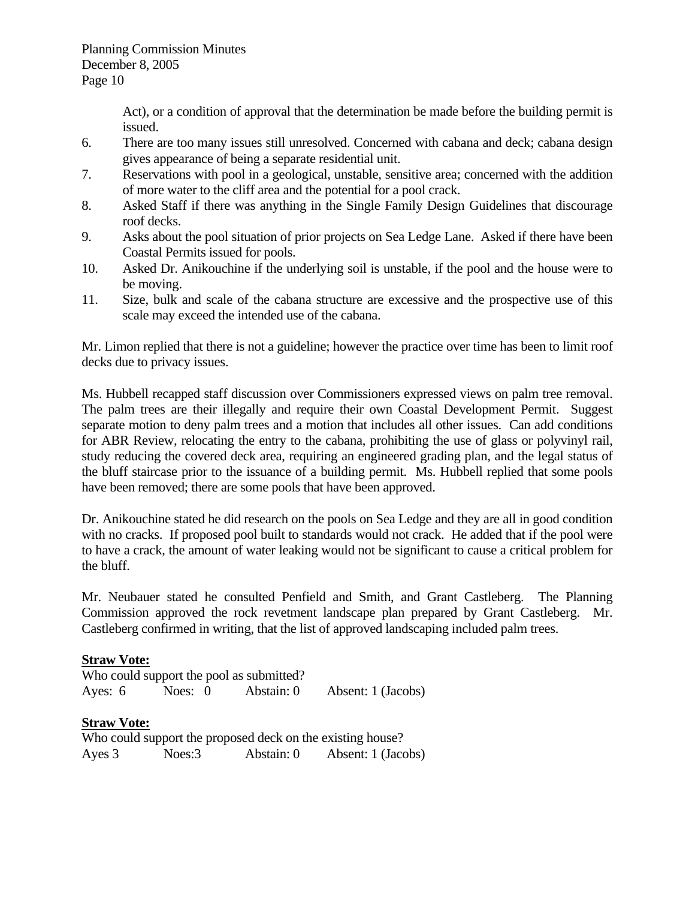Act), or a condition of approval that the determination be made before the building permit is issued.

6. There are too many issues still unresolved. Concerned with cabana and deck; cabana design gives appearance of being a separate residential unit.
7. Reservations with pool in a geological, unstable, sensitive area; concerned with the addition of more water to the cliff area and the potential for a pool crack.
8. Asked Staff if there was anything in the Single Family Design Guidelines that discourage roof decks.
9. Asks about the pool situation of prior projects on Sea Ledge Lane. Asked if there have been Coastal Permits issued for pools.
10. Asked Dr. Anikouchine if the underlying soil is unstable, if the pool and the house were to be moving.
11. Size, bulk and scale of the cabana structure are excessive and the prospective use of this scale may exceed the intended use of the cabana.

Mr. Limon replied that there is not a guideline; however the practice over time has been to limit roof decks due to privacy issues.

Ms. Hubbell recapped staff discussion over Commissioners expressed views on palm tree removal. The palm trees are their illegally and require their own Coastal Development Permit. Suggest separate motion to deny palm trees and a motion that includes all other issues. Can add conditions for ABR Review, relocating the entry to the cabana, prohibiting the use of glass or polyvinyl rail, study reducing the covered deck area, requiring an engineered grading plan, and the legal status of the bluff staircase prior to the issuance of a building permit. Ms. Hubbell replied that some pools have been removed; there are some pools that have been approved.

Dr. Anikouchine stated he did research on the pools on Sea Ledge and they are all in good condition with no cracks. If proposed pool built to standards would not crack. He added that if the pool were to have a crack, the amount of water leaking would not be significant to cause a critical problem for the bluff.

Mr. Neubauer stated he consulted Penfield and Smith, and Grant Castleberg. The Planning Commission approved the rock revetment landscape plan prepared by Grant Castleberg. Mr. Castleberg confirmed in writing, that the list of approved landscaping included palm trees.

**Straw Vote:**

Who could support the pool as submitted?

Ayes: 6 Noes: 0 Abstain: 0 Absent: 1 (Jacobs)

**Straw Vote:**

Who could support the proposed deck on the existing house?

Ayes 3 Noes:3 Abstain: 0 Absent: 1 (Jacobs)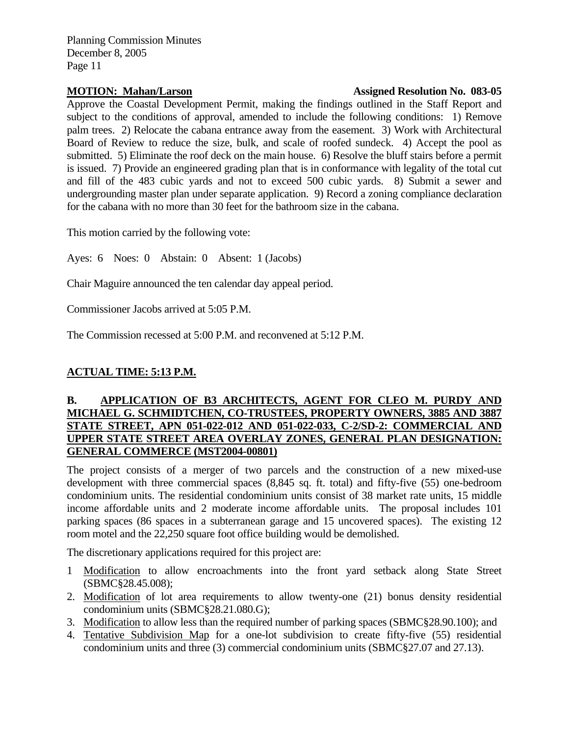**MOTION: Mahan/Larson** **Assigned Resolution No. 083-05**

Approve the Coastal Development Permit, making the findings outlined in the Staff Report and subject to the conditions of approval, amended to include the following conditions: 1) Remove palm trees. 2) Relocate the cabana entrance away from the easement. 3) Work with Architectural Board of Review to reduce the size, bulk, and scale of roofed sundeck. 4) Accept the pool as submitted. 5) Eliminate the roof deck on the main house. 6) Resolve the bluff stairs before a permit is issued. 7) Provide an engineered grading plan that is in conformance with legality of the total cut and fill of the 483 cubic yards and not to exceed 500 cubic yards. 8) Submit a sewer and undergrounding master plan under separate application. 9) Record a zoning compliance declaration for the cabana with no more than 30 feet for the bathroom size in the cabana.

This motion carried by the following vote:

Ayes: 6 Noes: 0 Abstain: 0 Absent: 1 (Jacobs)

Chair Maguire announced the ten calendar day appeal period.

Commissioner Jacobs arrived at 5:05 P.M.

The Commission recessed at 5:00 P.M. and reconvened at 5:12 P.M.

**ACTUAL TIME: 5:13 P.M.**

**B. APPLICATION OF B3 ARCHITECTS, AGENT FOR CLEO M. PURDY AND MICHAEL G. SCHMIDTCHEN, CO-TRUSTEES, PROPERTY OWNERS, 3885 AND 3887 STATE STREET, APN 051-022-012 AND 051-022-033, C-2/SD-2: COMMERCIAL AND UPPER STATE STREET AREA OVERLAY ZONES, GENERAL PLAN DESIGNATION: GENERAL COMMERCE (MST2004-00801)**

The project consists of a merger of two parcels and the construction of a new mixed-use development with three commercial spaces (8,845 sq. ft. total) and fifty-five (55) one-bedroom condominium units. The residential condominium units consist of 38 market rate units, 15 middle income affordable units and 2 moderate income affordable units. The proposal includes 101 parking spaces (86 spaces in a subterranean garage and 15 uncovered spaces). The existing 12 room motel and the 22,250 square foot office building would be demolished.

The discretionary applications required for this project are:

1 Modification to allow encroachments into the front yard setback along State Street (SBMC§28.45.008);
2. Modification of lot area requirements to allow twenty-one (21) bonus density residential condominium units (SBMC§28.21.080.G);
3. Modification to allow less than the required number of parking spaces (SBMC§28.90.100); and
4. Tentative Subdivision Map for a one-lot subdivision to create fifty-five (55) residential condominium units and three (3) commercial condominium units (SBMC§27.07 and 27.13).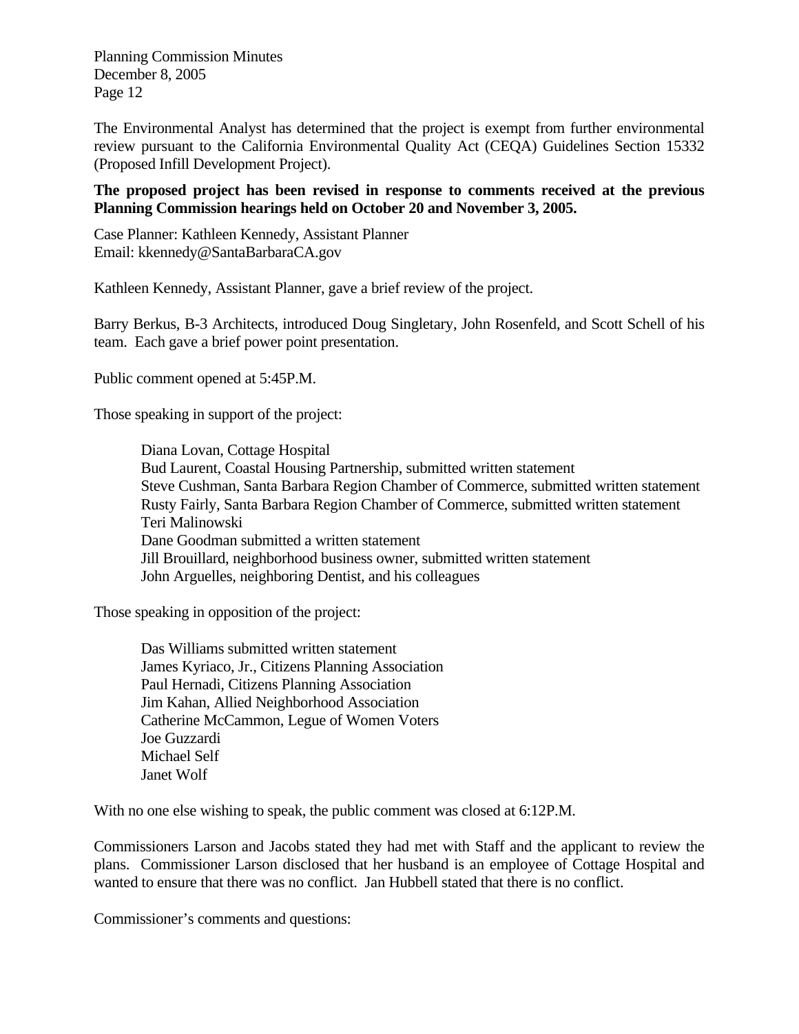The Environmental Analyst has determined that the project is exempt from further environmental review pursuant to the California Environmental Quality Act (CEQA) Guidelines Section 15332 (Proposed Infill Development Project).

**The proposed project has been revised in response to comments received at the previous Planning Commission hearings held on October 20 and November 3, 2005.**

Case Planner: Kathleen Kennedy, Assistant Planner
Email: kkennedy@SantaBarbaraCA.gov

Kathleen Kennedy, Assistant Planner, gave a brief review of the project.

Barry Berkus, B-3 Architects, introduced Doug Singletary, John Rosenfeld, and Scott Schell of his team. Each gave a brief power point presentation.

Public comment opened at 5:45P.M.

Those speaking in support of the project:

Diana Lovan, Cottage Hospital
Bud Laurent, Coastal Housing Partnership, submitted written statement
Steve Cushman, Santa Barbara Region Chamber of Commerce, submitted written statement
Rusty Fairly, Santa Barbara Region Chamber of Commerce, submitted written statement
Teri Malinowski
Dane Goodman submitted a written statement
Jill Brouillard, neighborhood business owner, submitted written statement
John Arguelles, neighboring Dentist, and his colleagues

Those speaking in opposition of the project:

Das Williams submitted written statement
James Kyriaco, Jr., Citizens Planning Association
Paul Hernadi, Citizens Planning Association
Jim Kahan, Allied Neighborhood Association
Catherine McCammon, Legue of Women Voters
Joe Guzzardi
Michael Self
Janet Wolf

With no one else wishing to speak, the public comment was closed at 6:12P.M.

Commissioners Larson and Jacobs stated they had met with Staff and the applicant to review the plans. Commissioner Larson disclosed that her husband is an employee of Cottage Hospital and wanted to ensure that there was no conflict. Jan Hubbell stated that there is no conflict.

Commissioner's comments and questions: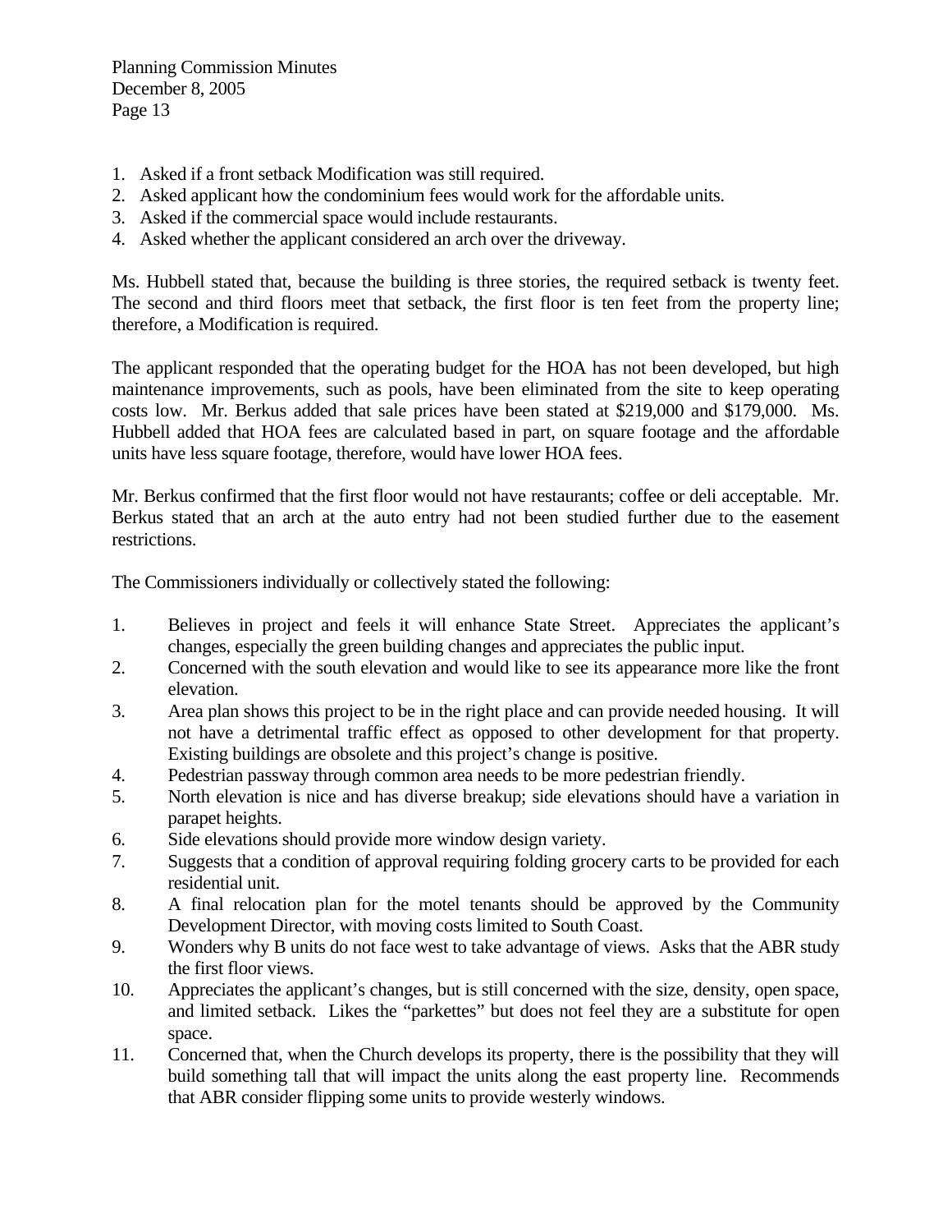1. Asked if a front setback Modification was still required.
2. Asked applicant how the condominium fees would work for the affordable units.
3. Asked if the commercial space would include restaurants.
4. Asked whether the applicant considered an arch over the driveway.

Ms. Hubbell stated that, because the building is three stories, the required setback is twenty feet. The second and third floors meet that setback, the first floor is ten feet from the property line; therefore, a Modification is required.

The applicant responded that the operating budget for the HOA has not been developed, but high maintenance improvements, such as pools, have been eliminated from the site to keep operating costs low. Mr. Berkus added that sale prices have been stated at $219,000 and $179,000. Ms. Hubbell added that HOA fees are calculated based in part, on square footage and the affordable units have less square footage, therefore, would have lower HOA fees.

Mr. Berkus confirmed that the first floor would not have restaurants; coffee or deli acceptable. Mr. Berkus stated that an arch at the auto entry had not been studied further due to the easement restrictions.

The Commissioners individually or collectively stated the following:

1. Believes in project and feels it will enhance State Street. Appreciates the applicant's changes, especially the green building changes and appreciates the public input.
2. Concerned with the south elevation and would like to see its appearance more like the front elevation.
3. Area plan shows this project to be in the right place and can provide needed housing. It will not have a detrimental traffic effect as opposed to other development for that property. Existing buildings are obsolete and this project's change is positive.
4. Pedestrian passway through common area needs to be more pedestrian friendly.
5. North elevation is nice and has diverse breakup; side elevations should have a variation in parapet heights.
6. Side elevations should provide more window design variety.
7. Suggests that a condition of approval requiring folding grocery carts to be provided for each residential unit.
8. A final relocation plan for the motel tenants should be approved by the Community Development Director, with moving costs limited to South Coast.
9. Wonders why B units do not face west to take advantage of views. Asks that the ABR study the first floor views.
10. Appreciates the applicant's changes, but is still concerned with the size, density, open space, and limited setback. Likes the "parkettes" but does not feel they are a substitute for open space.
11. Concerned that, when the Church develops its property, there is the possibility that they will build something tall that will impact the units along the east property line. Recommends that ABR consider flipping some units to provide westerly windows.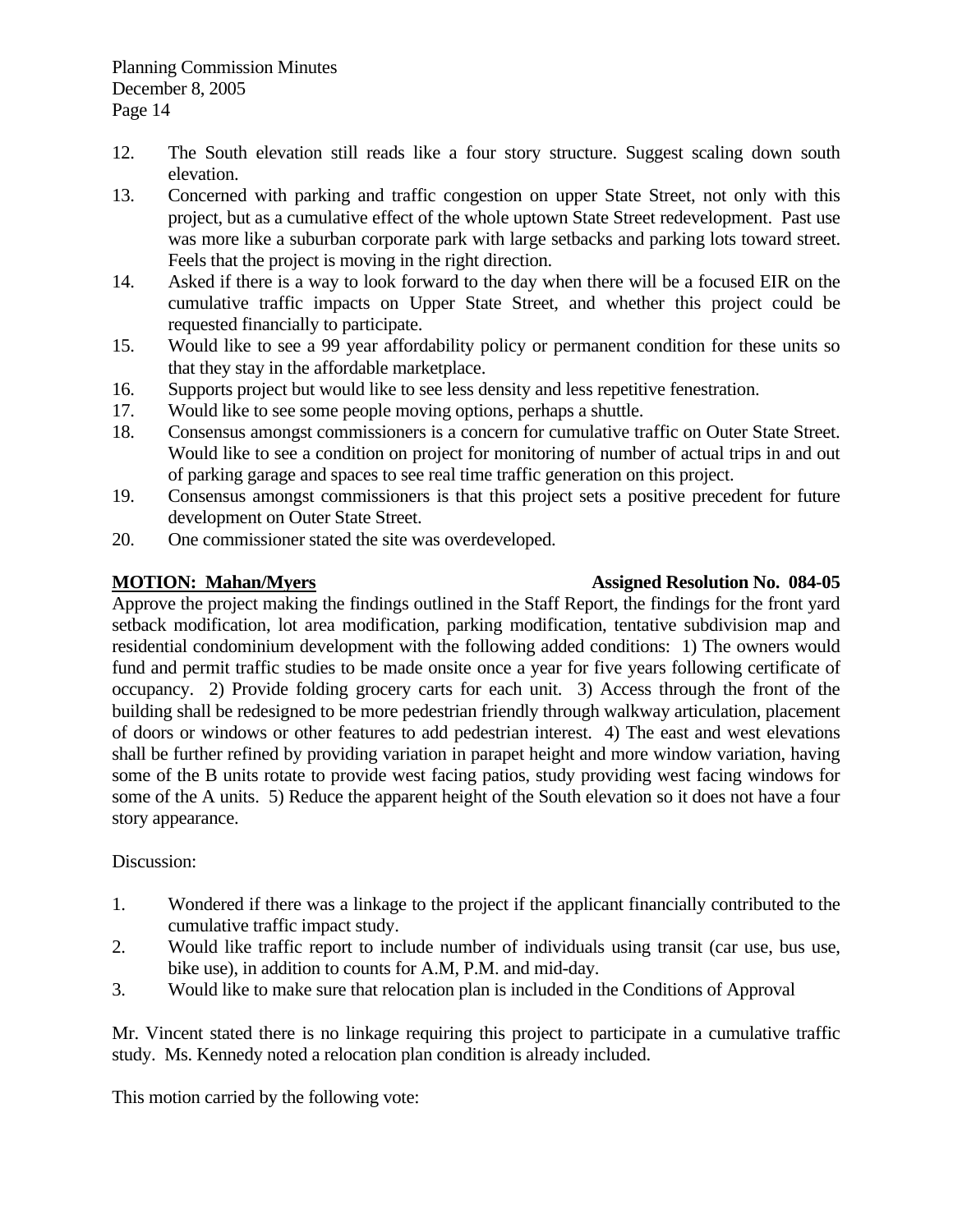12. The South elevation still reads like a four story structure. Suggest scaling down south elevation.
13. Concerned with parking and traffic congestion on upper State Street, not only with this project, but as a cumulative effect of the whole uptown State Street redevelopment. Past use was more like a suburban corporate park with large setbacks and parking lots toward street. Feels that the project is moving in the right direction.
14. Asked if there is a way to look forward to the day when there will be a focused EIR on the cumulative traffic impacts on Upper State Street, and whether this project could be requested financially to participate.
15. Would like to see a 99 year affordability policy or permanent condition for these units so that they stay in the affordable marketplace.
16. Supports project but would like to see less density and less repetitive fenestration.
17. Would like to see some people moving options, perhaps a shuttle.
18. Consensus amongst commissioners is a concern for cumulative traffic on Outer State Street. Would like to see a condition on project for monitoring of number of actual trips in and out of parking garage and spaces to see real time traffic generation on this project.
19. Consensus amongst commissioners is that this project sets a positive precedent for future development on Outer State Street.
20. One commissioner stated the site was overdeveloped.

**MOTION: Mahan/Myers** **Assigned Resolution No. 084-05**

Approve the project making the findings outlined in the Staff Report, the findings for the front yard setback modification, lot area modification, parking modification, tentative subdivision map and residential condominium development with the following added conditions: 1) The owners would fund and permit traffic studies to be made onsite once a year for five years following certificate of occupancy. 2) Provide folding grocery carts for each unit. 3) Access through the front of the building shall be redesigned to be more pedestrian friendly through walkway articulation, placement of doors or windows or other features to add pedestrian interest. 4) The east and west elevations shall be further refined by providing variation in parapet height and more window variation, having some of the B units rotate to provide west facing patios, study providing west facing windows for some of the A units. 5) Reduce the apparent height of the South elevation so it does not have a four story appearance.

Discussion:

1. Wondered if there was a linkage to the project if the applicant financially contributed to the cumulative traffic impact study.
2. Would like traffic report to include number of individuals using transit (car use, bus use, bike use), in addition to counts for A.M, P.M. and mid-day.
3. Would like to make sure that relocation plan is included in the Conditions of Approval

Mr. Vincent stated there is no linkage requiring this project to participate in a cumulative traffic study. Ms. Kennedy noted a relocation plan condition is already included.

This motion carried by the following vote: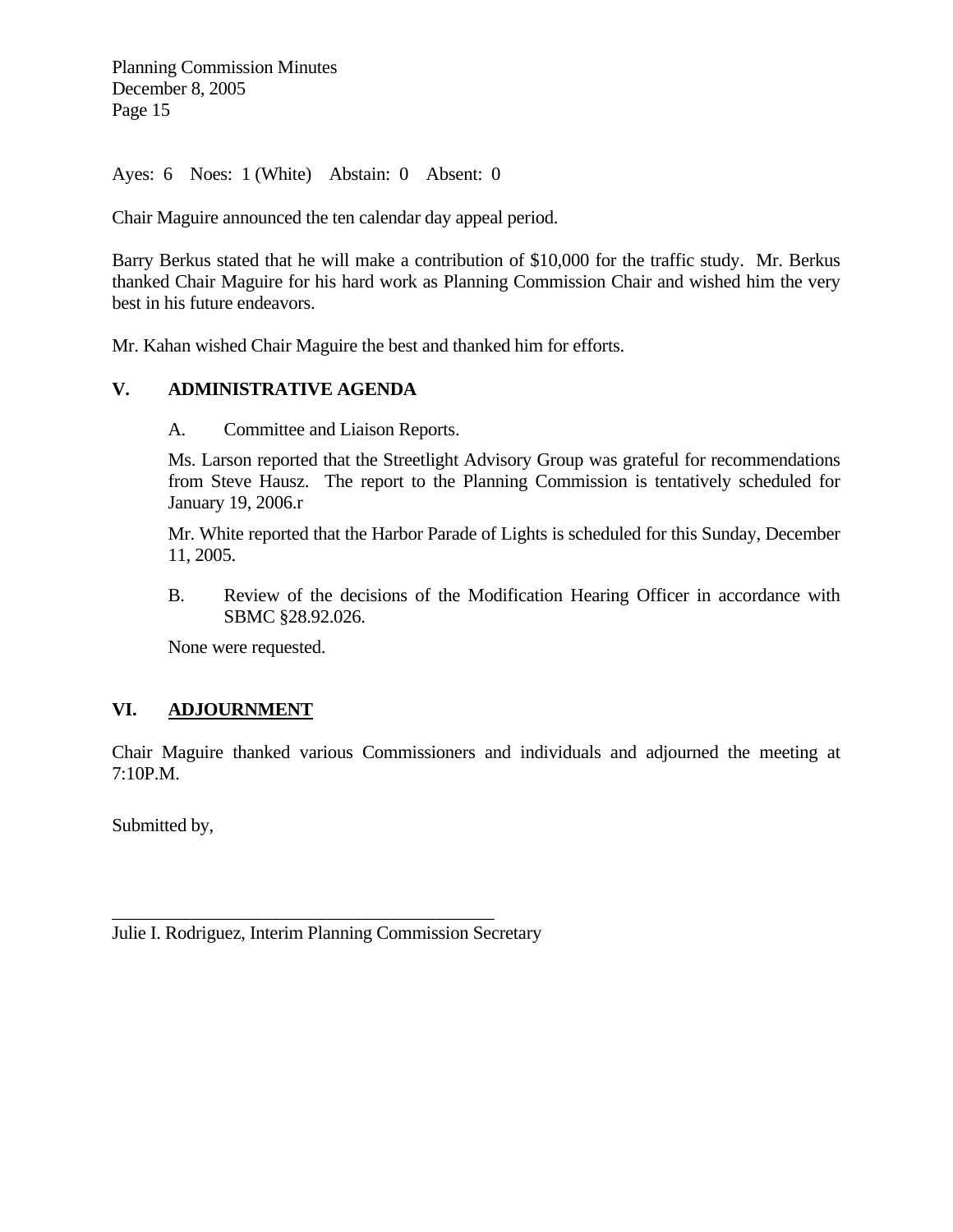Ayes: 6 Noes: 1 (White) Abstain: 0 Absent: 0

Chair Maguire announced the ten calendar day appeal period.

Barry Berkus stated that he will make a contribution of $10,000 for the traffic study. Mr. Berkus thanked Chair Maguire for his hard work as Planning Commission Chair and wished him the very best in his future endeavors.

Mr. Kahan wished Chair Maguire the best and thanked him for efforts.

## V. ADMINISTRATIVE AGENDA

A. Committee and Liaison Reports.

Ms. Larson reported that the Streetlight Advisory Group was grateful for recommendations from Steve Hausz. The report to the Planning Commission is tentatively scheduled for January 19, 2006.r

Mr. White reported that the Harbor Parade of Lights is scheduled for this Sunday, December 11, 2005.

B. Review of the decisions of the Modification Hearing Officer in accordance with SBMC §28.92.026.

None were requested.

## VI. ADJOURNMENT

Chair Maguire thanked various Commissioners and individuals and adjourned the meeting at 7:10P.M.

Submitted by,

\_\_\_\_\_\_\_\_\_\_\_\_\_\_\_\_\_\_\_\_\_\_\_\_\_\_\_\_\_\_\_\_\_\_\_\_\_\_\_\_\_\_

Julie I. Rodriguez, Interim Planning Commission Secretary